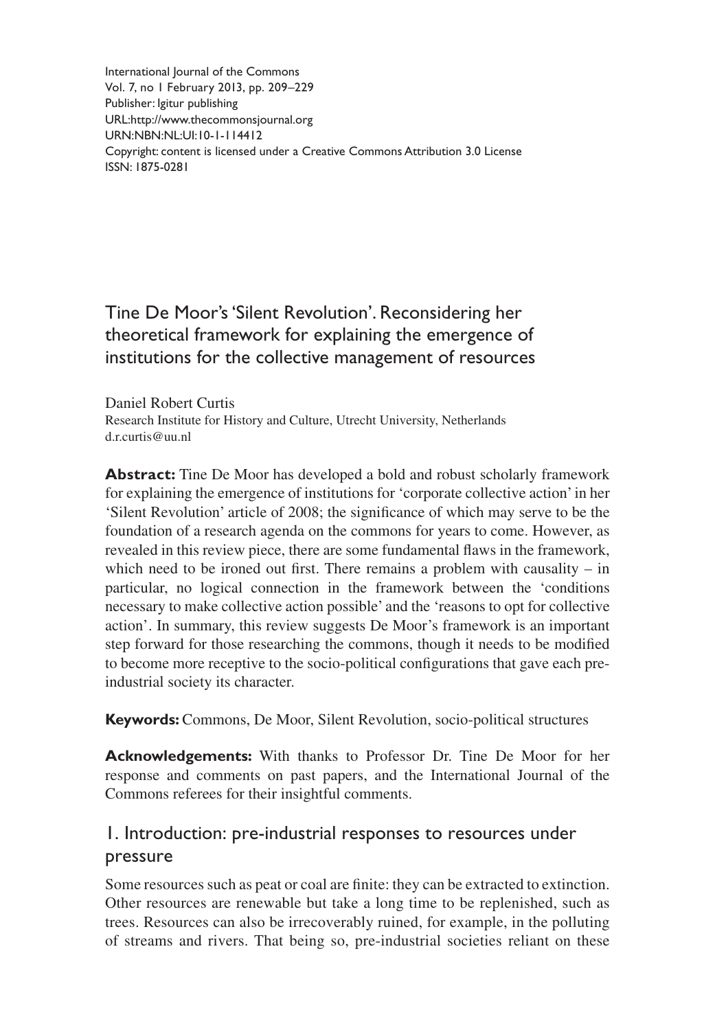International Journal of the Commons
Vol. 7, no 1 February 2013, pp. 209–229
Publisher: Igitur publishing
URL:http://www.thecommonsjournal.org
URN:NBN:NL:UI:10-1-114412
Copyright: content is licensed under a Creative Commons Attribution 3.0 License
ISSN: 1875-0281

# Tine De Moor's 'Silent Revolution'. Reconsidering her theoretical framework for explaining the emergence of institutions for the collective management of resources

Daniel Robert Curtis
Research Institute for History and Culture, Utrecht University, Netherlands
d.r.curtis@uu.nl

**Abstract:** Tine De Moor has developed a bold and robust scholarly framework for explaining the emergence of institutions for 'corporate collective action' in her 'Silent Revolution' article of 2008; the significance of which may serve to be the foundation of a research agenda on the commons for years to come. However, as revealed in this review piece, there are some fundamental flaws in the framework, which need to be ironed out first. There remains a problem with causality – in particular, no logical connection in the framework between the 'conditions necessary to make collective action possible' and the 'reasons to opt for collective action'. In summary, this review suggests De Moor's framework is an important step forward for those researching the commons, though it needs to be modified to become more receptive to the socio-political configurations that gave each pre-industrial society its character.

**Keywords:** Commons, De Moor, Silent Revolution, socio-political structures

**Acknowledgements:** With thanks to Professor Dr. Tine De Moor for her response and comments on past papers, and the International Journal of the Commons referees for their insightful comments.

## 1. Introduction: pre-industrial responses to resources under pressure

Some resources such as peat or coal are finite: they can be extracted to extinction. Other resources are renewable but take a long time to be replenished, such as trees. Resources can also be irrecoverably ruined, for example, in the polluting of streams and rivers. That being so, pre-industrial societies reliant on these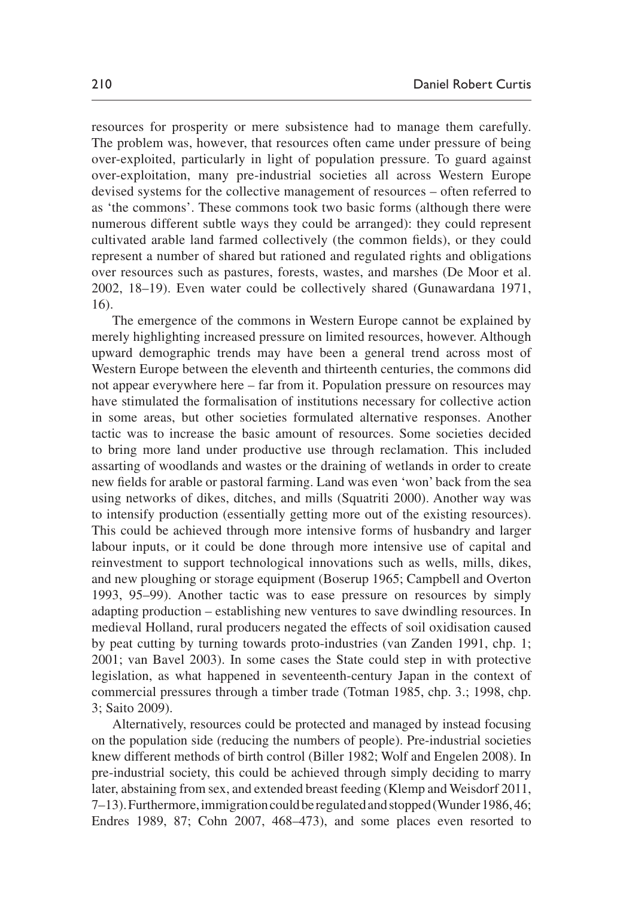resources for prosperity or mere subsistence had to manage them carefully. The problem was, however, that resources often came under pressure of being over-exploited, particularly in light of population pressure. To guard against over-exploitation, many pre-industrial societies all across Western Europe devised systems for the collective management of resources – often referred to as 'the commons'. These commons took two basic forms (although there were numerous different subtle ways they could be arranged): they could represent cultivated arable land farmed collectively (the common fields), or they could represent a number of shared but rationed and regulated rights and obligations over resources such as pastures, forests, wastes, and marshes (De Moor et al. 2002, 18–19). Even water could be collectively shared (Gunawardana 1971, 16).

The emergence of the commons in Western Europe cannot be explained by merely highlighting increased pressure on limited resources, however. Although upward demographic trends may have been a general trend across most of Western Europe between the eleventh and thirteenth centuries, the commons did not appear everywhere here – far from it. Population pressure on resources may have stimulated the formalisation of institutions necessary for collective action in some areas, but other societies formulated alternative responses. Another tactic was to increase the basic amount of resources. Some societies decided to bring more land under productive use through reclamation. This included assarting of woodlands and wastes or the draining of wetlands in order to create new fields for arable or pastoral farming. Land was even 'won' back from the sea using networks of dikes, ditches, and mills (Squatriti 2000). Another way was to intensify production (essentially getting more out of the existing resources). This could be achieved through more intensive forms of husbandry and larger labour inputs, or it could be done through more intensive use of capital and reinvestment to support technological innovations such as wells, mills, dikes, and new ploughing or storage equipment (Boserup 1965; Campbell and Overton 1993, 95–99). Another tactic was to ease pressure on resources by simply adapting production – establishing new ventures to save dwindling resources. In medieval Holland, rural producers negated the effects of soil oxidisation caused by peat cutting by turning towards proto-industries (van Zanden 1991, chp. 1; 2001; van Bavel 2003). In some cases the State could step in with protective legislation, as what happened in seventeenth-century Japan in the context of commercial pressures through a timber trade (Totman 1985, chp. 3.; 1998, chp. 3; Saito 2009).

Alternatively, resources could be protected and managed by instead focusing on the population side (reducing the numbers of people). Pre-industrial societies knew different methods of birth control (Biller 1982; Wolf and Engelen 2008). In pre-industrial society, this could be achieved through simply deciding to marry later, abstaining from sex, and extended breast feeding (Klemp and Weisdorf 2011, 7–13). Furthermore, immigration could be regulated and stopped (Wunder 1986, 46; Endres 1989, 87; Cohn 2007, 468–473), and some places even resorted to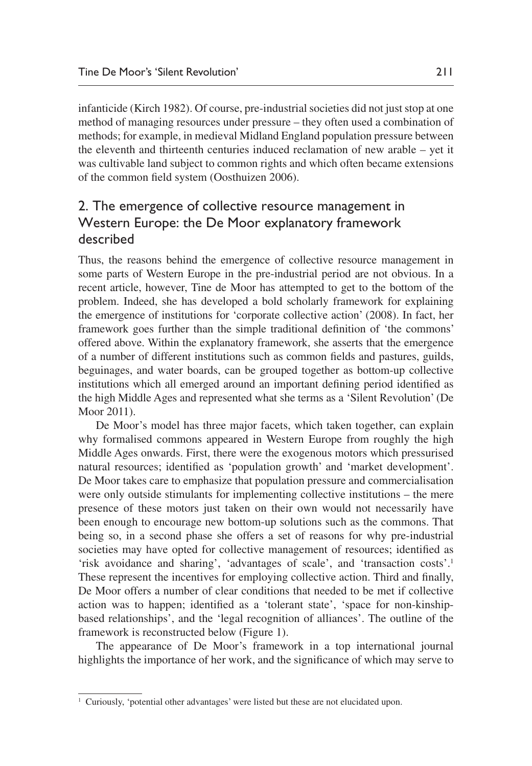infanticide (Kirch 1982). Of course, pre-industrial societies did not just stop at one method of managing resources under pressure – they often used a combination of methods; for example, in medieval Midland England population pressure between the eleventh and thirteenth centuries induced reclamation of new arable – yet it was cultivable land subject to common rights and which often became extensions of the common field system (Oosthuizen 2006).

## 2. The emergence of collective resource management in Western Europe: the De Moor explanatory framework described

Thus, the reasons behind the emergence of collective resource management in some parts of Western Europe in the pre-industrial period are not obvious. In a recent article, however, Tine de Moor has attempted to get to the bottom of the problem. Indeed, she has developed a bold scholarly framework for explaining the emergence of institutions for 'corporate collective action' (2008). In fact, her framework goes further than the simple traditional definition of 'the commons' offered above. Within the explanatory framework, she asserts that the emergence of a number of different institutions such as common fields and pastures, guilds, beguinages, and water boards, can be grouped together as bottom-up collective institutions which all emerged around an important defining period identified as the high Middle Ages and represented what she terms as a 'Silent Revolution' (De Moor 2011).

De Moor's model has three major facets, which taken together, can explain why formalised commons appeared in Western Europe from roughly the high Middle Ages onwards. First, there were the exogenous motors which pressurised natural resources; identified as 'population growth' and 'market development'. De Moor takes care to emphasize that population pressure and commercialisation were only outside stimulants for implementing collective institutions – the mere presence of these motors just taken on their own would not necessarily have been enough to encourage new bottom-up solutions such as the commons. That being so, in a second phase she offers a set of reasons for why pre-industrial societies may have opted for collective management of resources; identified as 'risk avoidance and sharing', 'advantages of scale', and 'transaction costs'.[1] These represent the incentives for employing collective action. Third and finally, De Moor offers a number of clear conditions that needed to be met if collective action was to happen; identified as a 'tolerant state', 'space for non-kinship-based relationships', and the 'legal recognition of alliances'. The outline of the framework is reconstructed below (Figure 1).

The appearance of De Moor's framework in a top international journal highlights the importance of her work, and the significance of which may serve to

[1] Curiously, 'potential other advantages' were listed but these are not elucidated upon.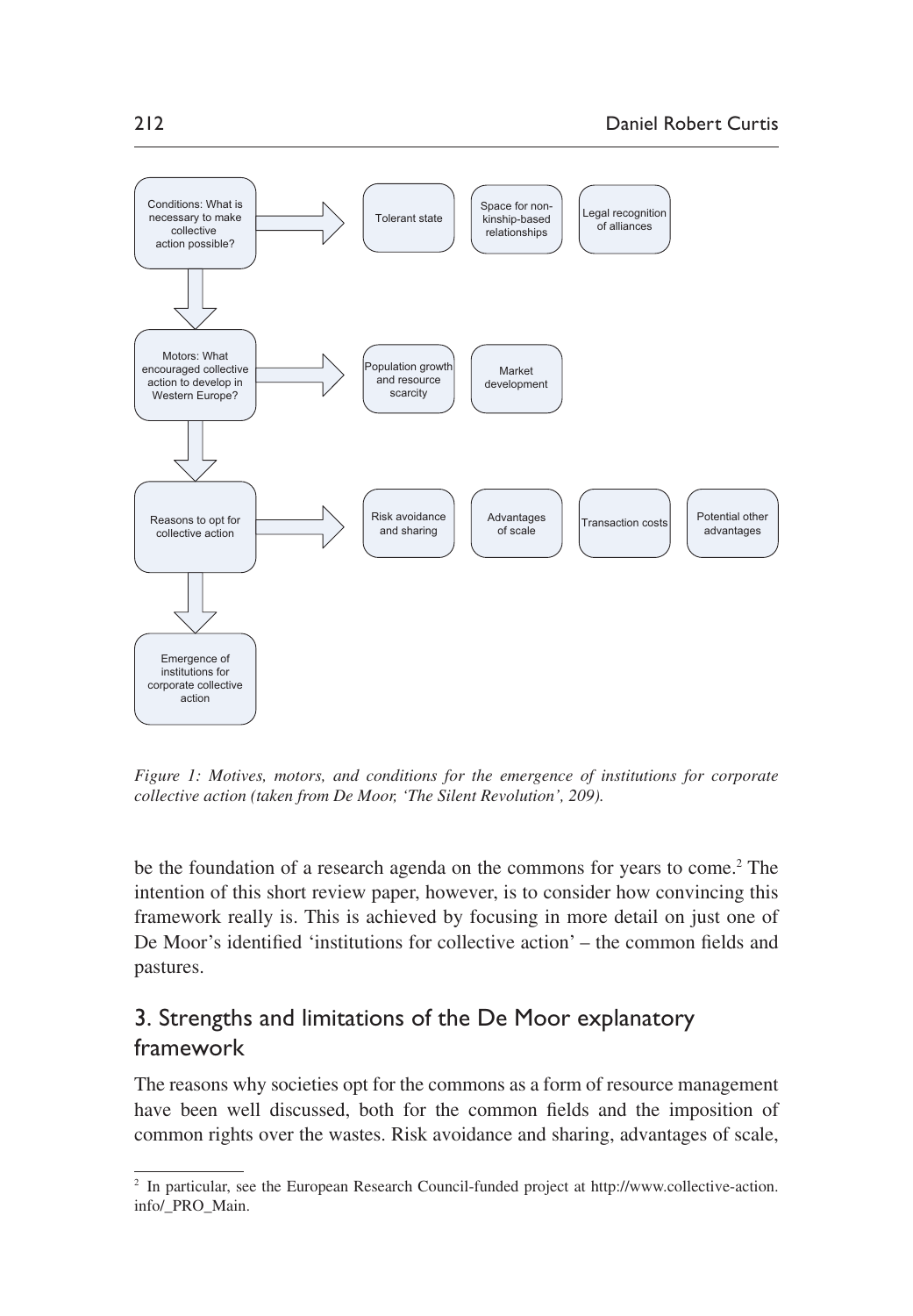Conditions: What is necessary to make collective action possible? → Tolerant state | Space for non-kinship-based relationships | Legal recognition of alliances

Motors: What encouraged collective action to develop in Western Europe? → Population growth and resource scarcity | Market development

Reasons to opt for collective action → Risk avoidance and sharing | Advantages of scale | Transaction costs | Potential other advantages

Emergence of institutions for corporate collective action

*Figure 1: Motives, motors, and conditions for the emergence of institutions for corporate collective action (taken from De Moor, 'The Silent Revolution', 209).*

be the foundation of a research agenda on the commons for years to come.[2] The intention of this short review paper, however, is to consider how convincing this framework really is. This is achieved by focusing in more detail on just one of De Moor's identified 'institutions for collective action' – the common fields and pastures.

## 3. Strengths and limitations of the De Moor explanatory framework

The reasons why societies opt for the commons as a form of resource management have been well discussed, both for the common fields and the imposition of common rights over the wastes. Risk avoidance and sharing, advantages of scale,

[2] In particular, see the European Research Council-funded project at http://www.collective-action.info/_PRO_Main.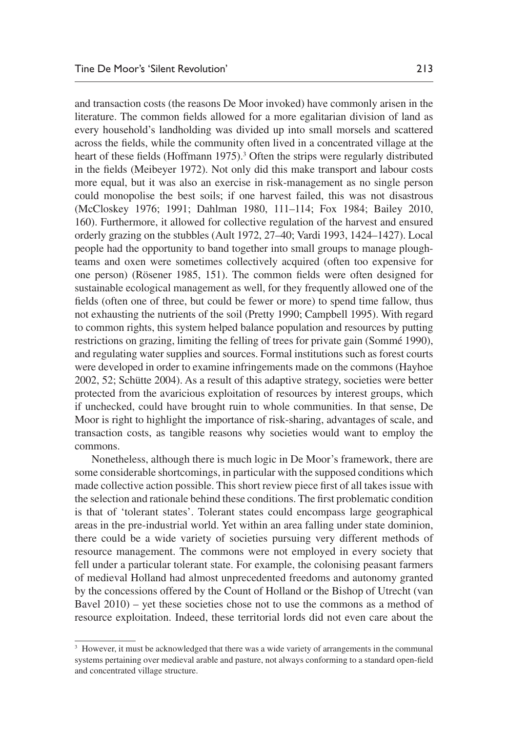and transaction costs (the reasons De Moor invoked) have commonly arisen in the literature. The common fields allowed for a more egalitarian division of land as every household's landholding was divided up into small morsels and scattered across the fields, while the community often lived in a concentrated village at the heart of these fields (Hoffmann 1975).[3] Often the strips were regularly distributed in the fields (Meibeyer 1972). Not only did this make transport and labour costs more equal, but it was also an exercise in risk-management as no single person could monopolise the best soils; if one harvest failed, this was not disastrous (McCloskey 1976; 1991; Dahlman 1980, 111–114; Fox 1984; Bailey 2010, 160). Furthermore, it allowed for collective regulation of the harvest and ensured orderly grazing on the stubbles (Ault 1972, 27–40; Vardi 1993, 1424–1427). Local people had the opportunity to band together into small groups to manage plough-teams and oxen were sometimes collectively acquired (often too expensive for one person) (Rösener 1985, 151). The common fields were often designed for sustainable ecological management as well, for they frequently allowed one of the fields (often one of three, but could be fewer or more) to spend time fallow, thus not exhausting the nutrients of the soil (Pretty 1990; Campbell 1995). With regard to common rights, this system helped balance population and resources by putting restrictions on grazing, limiting the felling of trees for private gain (Sommé 1990), and regulating water supplies and sources. Formal institutions such as forest courts were developed in order to examine infringements made on the commons (Hayhoe 2002, 52; Schütte 2004). As a result of this adaptive strategy, societies were better protected from the avaricious exploitation of resources by interest groups, which if unchecked, could have brought ruin to whole communities. In that sense, De Moor is right to highlight the importance of risk-sharing, advantages of scale, and transaction costs, as tangible reasons why societies would want to employ the commons.

Nonetheless, although there is much logic in De Moor's framework, there are some considerable shortcomings, in particular with the supposed conditions which made collective action possible. This short review piece first of all takes issue with the selection and rationale behind these conditions. The first problematic condition is that of 'tolerant states'. Tolerant states could encompass large geographical areas in the pre-industrial world. Yet within an area falling under state dominion, there could be a wide variety of societies pursuing very different methods of resource management. The commons were not employed in every society that fell under a particular tolerant state. For example, the colonising peasant farmers of medieval Holland had almost unprecedented freedoms and autonomy granted by the concessions offered by the Count of Holland or the Bishop of Utrecht (van Bavel 2010) – yet these societies chose not to use the commons as a method of resource exploitation. Indeed, these territorial lords did not even care about the

[3] However, it must be acknowledged that there was a wide variety of arrangements in the communal systems pertaining over medieval arable and pasture, not always conforming to a standard open-field and concentrated village structure.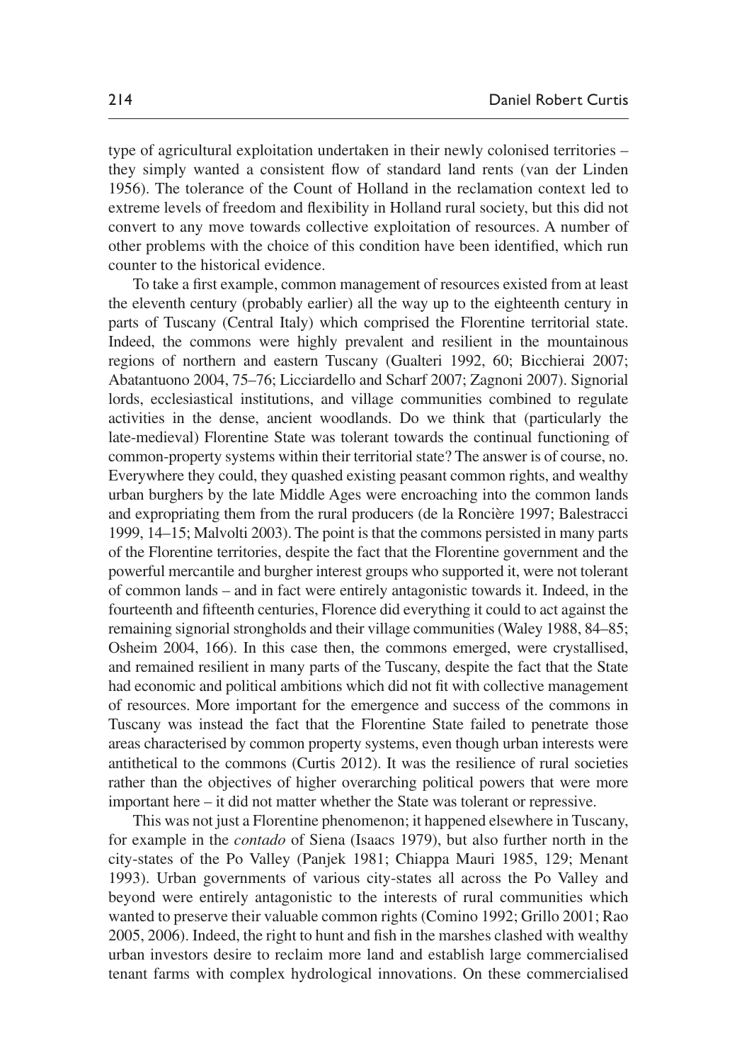type of agricultural exploitation undertaken in their newly colonised territories – they simply wanted a consistent flow of standard land rents (van der Linden 1956). The tolerance of the Count of Holland in the reclamation context led to extreme levels of freedom and flexibility in Holland rural society, but this did not convert to any move towards collective exploitation of resources. A number of other problems with the choice of this condition have been identified, which run counter to the historical evidence.

To take a first example, common management of resources existed from at least the eleventh century (probably earlier) all the way up to the eighteenth century in parts of Tuscany (Central Italy) which comprised the Florentine territorial state. Indeed, the commons were highly prevalent and resilient in the mountainous regions of northern and eastern Tuscany (Gualteri 1992, 60; Bicchierai 2007; Abatantuono 2004, 75–76; Licciardello and Scharf 2007; Zagnoni 2007). Signorial lords, ecclesiastical institutions, and village communities combined to regulate activities in the dense, ancient woodlands. Do we think that (particularly the late-medieval) Florentine State was tolerant towards the continual functioning of common-property systems within their territorial state? The answer is of course, no. Everywhere they could, they quashed existing peasant common rights, and wealthy urban burghers by the late Middle Ages were encroaching into the common lands and expropriating them from the rural producers (de la Roncière 1997; Balestracci 1999, 14–15; Malvolti 2003). The point is that the commons persisted in many parts of the Florentine territories, despite the fact that the Florentine government and the powerful mercantile and burgher interest groups who supported it, were not tolerant of common lands – and in fact were entirely antagonistic towards it. Indeed, in the fourteenth and fifteenth centuries, Florence did everything it could to act against the remaining signorial strongholds and their village communities (Waley 1988, 84–85; Osheim 2004, 166). In this case then, the commons emerged, were crystallised, and remained resilient in many parts of the Tuscany, despite the fact that the State had economic and political ambitions which did not fit with collective management of resources. More important for the emergence and success of the commons in Tuscany was instead the fact that the Florentine State failed to penetrate those areas characterised by common property systems, even though urban interests were antithetical to the commons (Curtis 2012). It was the resilience of rural societies rather than the objectives of higher overarching political powers that were more important here – it did not matter whether the State was tolerant or repressive.

This was not just a Florentine phenomenon; it happened elsewhere in Tuscany, for example in the *contado* of Siena (Isaacs 1979), but also further north in the city-states of the Po Valley (Panjek 1981; Chiappa Mauri 1985, 129; Menant 1993). Urban governments of various city-states all across the Po Valley and beyond were entirely antagonistic to the interests of rural communities which wanted to preserve their valuable common rights (Comino 1992; Grillo 2001; Rao 2005, 2006). Indeed, the right to hunt and fish in the marshes clashed with wealthy urban investors desire to reclaim more land and establish large commercialised tenant farms with complex hydrological innovations. On these commercialised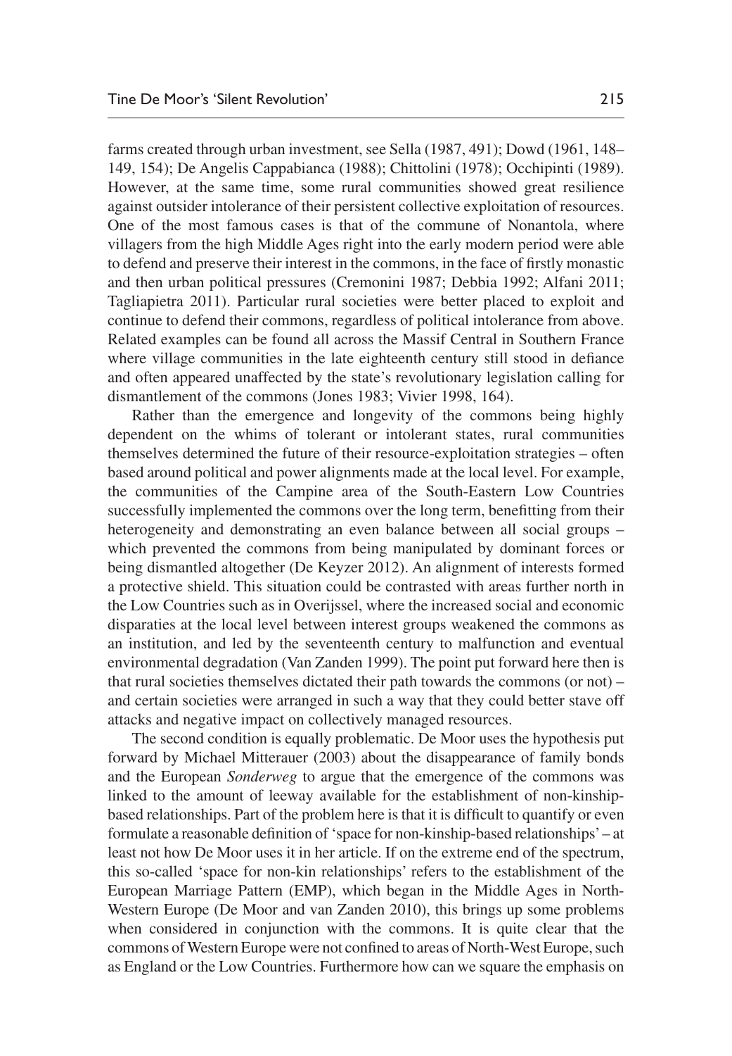farms created through urban investment, see Sella (1987, 491); Dowd (1961, 148–149, 154); De Angelis Cappabianca (1988); Chittolini (1978); Occhipinti (1989). However, at the same time, some rural communities showed great resilience against outsider intolerance of their persistent collective exploitation of resources. One of the most famous cases is that of the commune of Nonantola, where villagers from the high Middle Ages right into the early modern period were able to defend and preserve their interest in the commons, in the face of firstly monastic and then urban political pressures (Cremonini 1987; Debbia 1992; Alfani 2011; Tagliapietra 2011). Particular rural societies were better placed to exploit and continue to defend their commons, regardless of political intolerance from above. Related examples can be found all across the Massif Central in Southern France where village communities in the late eighteenth century still stood in defiance and often appeared unaffected by the state's revolutionary legislation calling for dismantlement of the commons (Jones 1983; Vivier 1998, 164).

Rather than the emergence and longevity of the commons being highly dependent on the whims of tolerant or intolerant states, rural communities themselves determined the future of their resource-exploitation strategies – often based around political and power alignments made at the local level. For example, the communities of the Campine area of the South-Eastern Low Countries successfully implemented the commons over the long term, benefitting from their heterogeneity and demonstrating an even balance between all social groups – which prevented the commons from being manipulated by dominant forces or being dismantled altogether (De Keyzer 2012). An alignment of interests formed a protective shield. This situation could be contrasted with areas further north in the Low Countries such as in Overijssel, where the increased social and economic disparaties at the local level between interest groups weakened the commons as an institution, and led by the seventeenth century to malfunction and eventual environmental degradation (Van Zanden 1999). The point put forward here then is that rural societies themselves dictated their path towards the commons (or not) – and certain societies were arranged in such a way that they could better stave off attacks and negative impact on collectively managed resources.

The second condition is equally problematic. De Moor uses the hypothesis put forward by Michael Mitterauer (2003) about the disappearance of family bonds and the European *Sonderweg* to argue that the emergence of the commons was linked to the amount of leeway available for the establishment of non-kinship-based relationships. Part of the problem here is that it is difficult to quantify or even formulate a reasonable definition of 'space for non-kinship-based relationships' – at least not how De Moor uses it in her article. If on the extreme end of the spectrum, this so-called 'space for non-kin relationships' refers to the establishment of the European Marriage Pattern (EMP), which began in the Middle Ages in North-Western Europe (De Moor and van Zanden 2010), this brings up some problems when considered in conjunction with the commons. It is quite clear that the commons of Western Europe were not confined to areas of North-West Europe, such as England or the Low Countries. Furthermore how can we square the emphasis on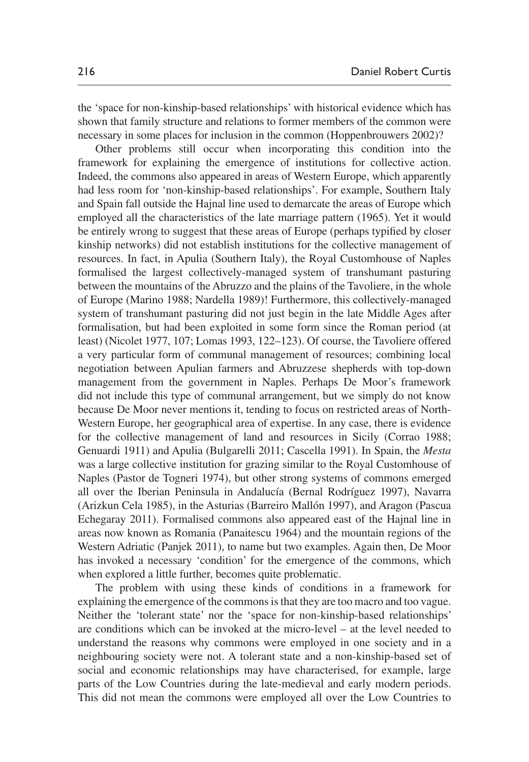the 'space for non-kinship-based relationships' with historical evidence which has shown that family structure and relations to former members of the common were necessary in some places for inclusion in the common (Hoppenbrouwers 2002)?

Other problems still occur when incorporating this condition into the framework for explaining the emergence of institutions for collective action. Indeed, the commons also appeared in areas of Western Europe, which apparently had less room for 'non-kinship-based relationships'. For example, Southern Italy and Spain fall outside the Hajnal line used to demarcate the areas of Europe which employed all the characteristics of the late marriage pattern (1965). Yet it would be entirely wrong to suggest that these areas of Europe (perhaps typified by closer kinship networks) did not establish institutions for the collective management of resources. In fact, in Apulia (Southern Italy), the Royal Customhouse of Naples formalised the largest collectively-managed system of transhumant pasturing between the mountains of the Abruzzo and the plains of the Tavoliere, in the whole of Europe (Marino 1988; Nardella 1989)! Furthermore, this collectively-managed system of transhumant pasturing did not just begin in the late Middle Ages after formalisation, but had been exploited in some form since the Roman period (at least) (Nicolet 1977, 107; Lomas 1993, 122–123). Of course, the Tavoliere offered a very particular form of communal management of resources; combining local negotiation between Apulian farmers and Abruzzese shepherds with top-down management from the government in Naples. Perhaps De Moor's framework did not include this type of communal arrangement, but we simply do not know because De Moor never mentions it, tending to focus on restricted areas of North-Western Europe, her geographical area of expertise. In any case, there is evidence for the collective management of land and resources in Sicily (Corrao 1988; Genuardi 1911) and Apulia (Bulgarelli 2011; Cascella 1991). In Spain, the *Mesta* was a large collective institution for grazing similar to the Royal Customhouse of Naples (Pastor de Togneri 1974), but other strong systems of commons emerged all over the Iberian Peninsula in Andalucía (Bernal Rodríguez 1997), Navarra (Arizkun Cela 1985), in the Asturias (Barreiro Mallón 1997), and Aragon (Pascua Echegaray 2011). Formalised commons also appeared east of the Hajnal line in areas now known as Romania (Panaitescu 1964) and the mountain regions of the Western Adriatic (Panjek 2011), to name but two examples. Again then, De Moor has invoked a necessary 'condition' for the emergence of the commons, which when explored a little further, becomes quite problematic.

The problem with using these kinds of conditions in a framework for explaining the emergence of the commons is that they are too macro and too vague. Neither the 'tolerant state' nor the 'space for non-kinship-based relationships' are conditions which can be invoked at the micro-level – at the level needed to understand the reasons why commons were employed in one society and in a neighbouring society were not. A tolerant state and a non-kinship-based set of social and economic relationships may have characterised, for example, large parts of the Low Countries during the late-medieval and early modern periods. This did not mean the commons were employed all over the Low Countries to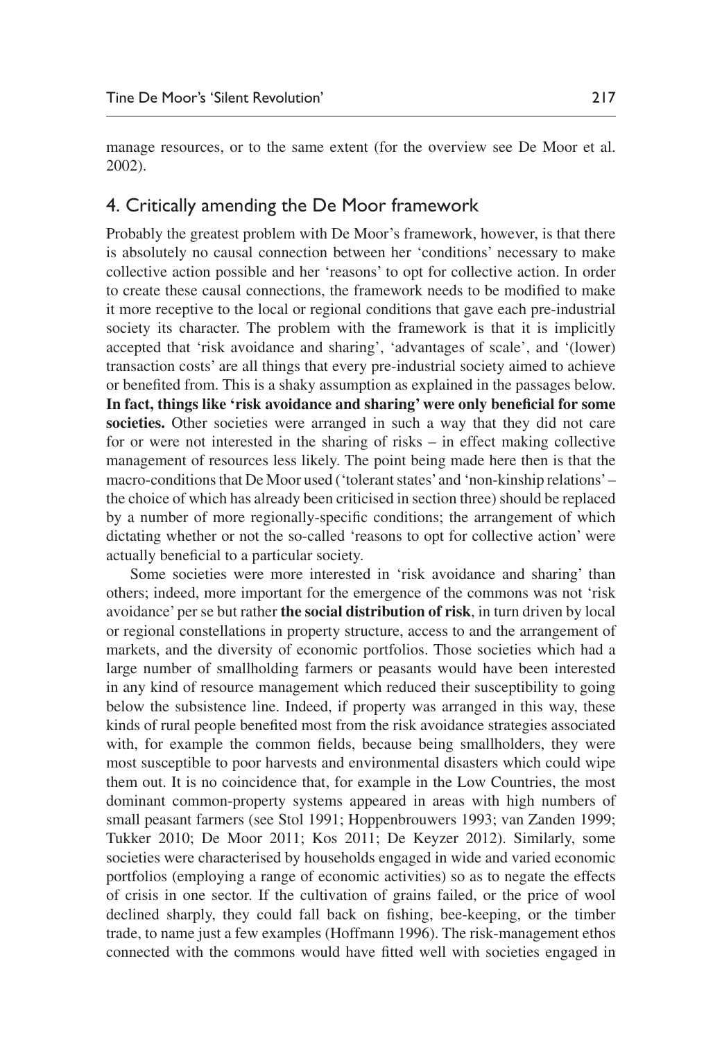manage resources, or to the same extent (for the overview see De Moor et al. 2002).

## 4. Critically amending the De Moor framework

Probably the greatest problem with De Moor's framework, however, is that there is absolutely no causal connection between her 'conditions' necessary to make collective action possible and her 'reasons' to opt for collective action. In order to create these causal connections, the framework needs to be modified to make it more receptive to the local or regional conditions that gave each pre-industrial society its character. The problem with the framework is that it is implicitly accepted that 'risk avoidance and sharing', 'advantages of scale', and '(lower) transaction costs' are all things that every pre-industrial society aimed to achieve or benefited from. This is a shaky assumption as explained in the passages below. **In fact, things like 'risk avoidance and sharing' were only beneficial for some societies.** Other societies were arranged in such a way that they did not care for or were not interested in the sharing of risks – in effect making collective management of resources less likely. The point being made here then is that the macro-conditions that De Moor used ('tolerant states' and 'non-kinship relations' – the choice of which has already been criticised in section three) should be replaced by a number of more regionally-specific conditions; the arrangement of which dictating whether or not the so-called 'reasons to opt for collective action' were actually beneficial to a particular society.

Some societies were more interested in 'risk avoidance and sharing' than others; indeed, more important for the emergence of the commons was not 'risk avoidance' per se but rather **the social distribution of risk**, in turn driven by local or regional constellations in property structure, access to and the arrangement of markets, and the diversity of economic portfolios. Those societies which had a large number of smallholding farmers or peasants would have been interested in any kind of resource management which reduced their susceptibility to going below the subsistence line. Indeed, if property was arranged in this way, these kinds of rural people benefited most from the risk avoidance strategies associated with, for example the common fields, because being smallholders, they were most susceptible to poor harvests and environmental disasters which could wipe them out. It is no coincidence that, for example in the Low Countries, the most dominant common-property systems appeared in areas with high numbers of small peasant farmers (see Stol 1991; Hoppenbrouwers 1993; van Zanden 1999; Tukker 2010; De Moor 2011; Kos 2011; De Keyzer 2012). Similarly, some societies were characterised by households engaged in wide and varied economic portfolios (employing a range of economic activities) so as to negate the effects of crisis in one sector. If the cultivation of grains failed, or the price of wool declined sharply, they could fall back on fishing, bee-keeping, or the timber trade, to name just a few examples (Hoffmann 1996). The risk-management ethos connected with the commons would have fitted well with societies engaged in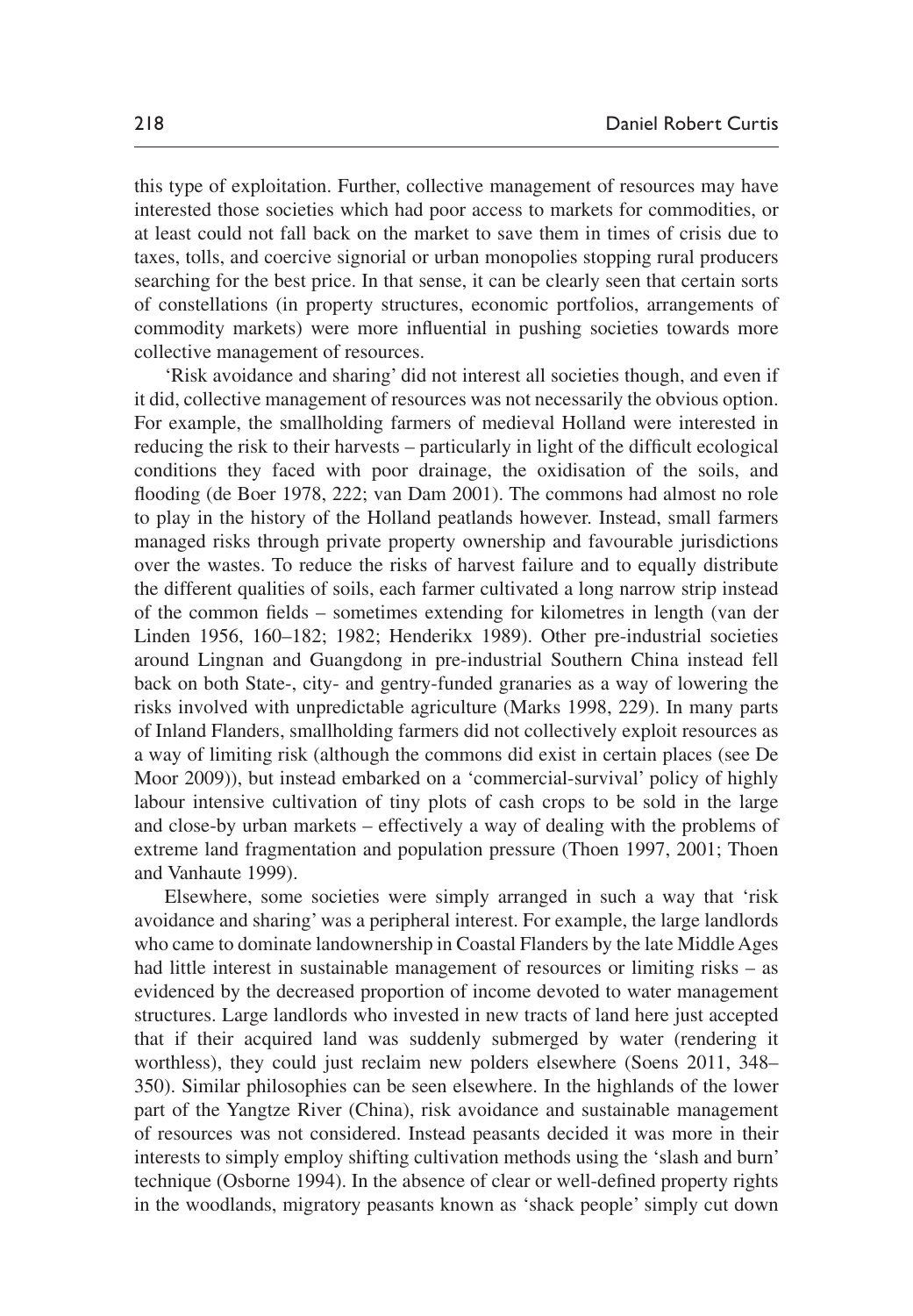this type of exploitation. Further, collective management of resources may have interested those societies which had poor access to markets for commodities, or at least could not fall back on the market to save them in times of crisis due to taxes, tolls, and coercive signorial or urban monopolies stopping rural producers searching for the best price. In that sense, it can be clearly seen that certain sorts of constellations (in property structures, economic portfolios, arrangements of commodity markets) were more influential in pushing societies towards more collective management of resources.

'Risk avoidance and sharing' did not interest all societies though, and even if it did, collective management of resources was not necessarily the obvious option. For example, the smallholding farmers of medieval Holland were interested in reducing the risk to their harvests – particularly in light of the difficult ecological conditions they faced with poor drainage, the oxidisation of the soils, and flooding (de Boer 1978, 222; van Dam 2001). The commons had almost no role to play in the history of the Holland peatlands however. Instead, small farmers managed risks through private property ownership and favourable jurisdictions over the wastes. To reduce the risks of harvest failure and to equally distribute the different qualities of soils, each farmer cultivated a long narrow strip instead of the common fields – sometimes extending for kilometres in length (van der Linden 1956, 160–182; 1982; Henderikx 1989). Other pre-industrial societies around Lingnan and Guangdong in pre-industrial Southern China instead fell back on both State-, city- and gentry-funded granaries as a way of lowering the risks involved with unpredictable agriculture (Marks 1998, 229). In many parts of Inland Flanders, smallholding farmers did not collectively exploit resources as a way of limiting risk (although the commons did exist in certain places (see De Moor 2009)), but instead embarked on a 'commercial-survival' policy of highly labour intensive cultivation of tiny plots of cash crops to be sold in the large and close-by urban markets – effectively a way of dealing with the problems of extreme land fragmentation and population pressure (Thoen 1997, 2001; Thoen and Vanhaute 1999).

Elsewhere, some societies were simply arranged in such a way that 'risk avoidance and sharing' was a peripheral interest. For example, the large landlords who came to dominate landownership in Coastal Flanders by the late Middle Ages had little interest in sustainable management of resources or limiting risks – as evidenced by the decreased proportion of income devoted to water management structures. Large landlords who invested in new tracts of land here just accepted that if their acquired land was suddenly submerged by water (rendering it worthless), they could just reclaim new polders elsewhere (Soens 2011, 348–350). Similar philosophies can be seen elsewhere. In the highlands of the lower part of the Yangtze River (China), risk avoidance and sustainable management of resources was not considered. Instead peasants decided it was more in their interests to simply employ shifting cultivation methods using the 'slash and burn' technique (Osborne 1994). In the absence of clear or well-defined property rights in the woodlands, migratory peasants known as 'shack people' simply cut down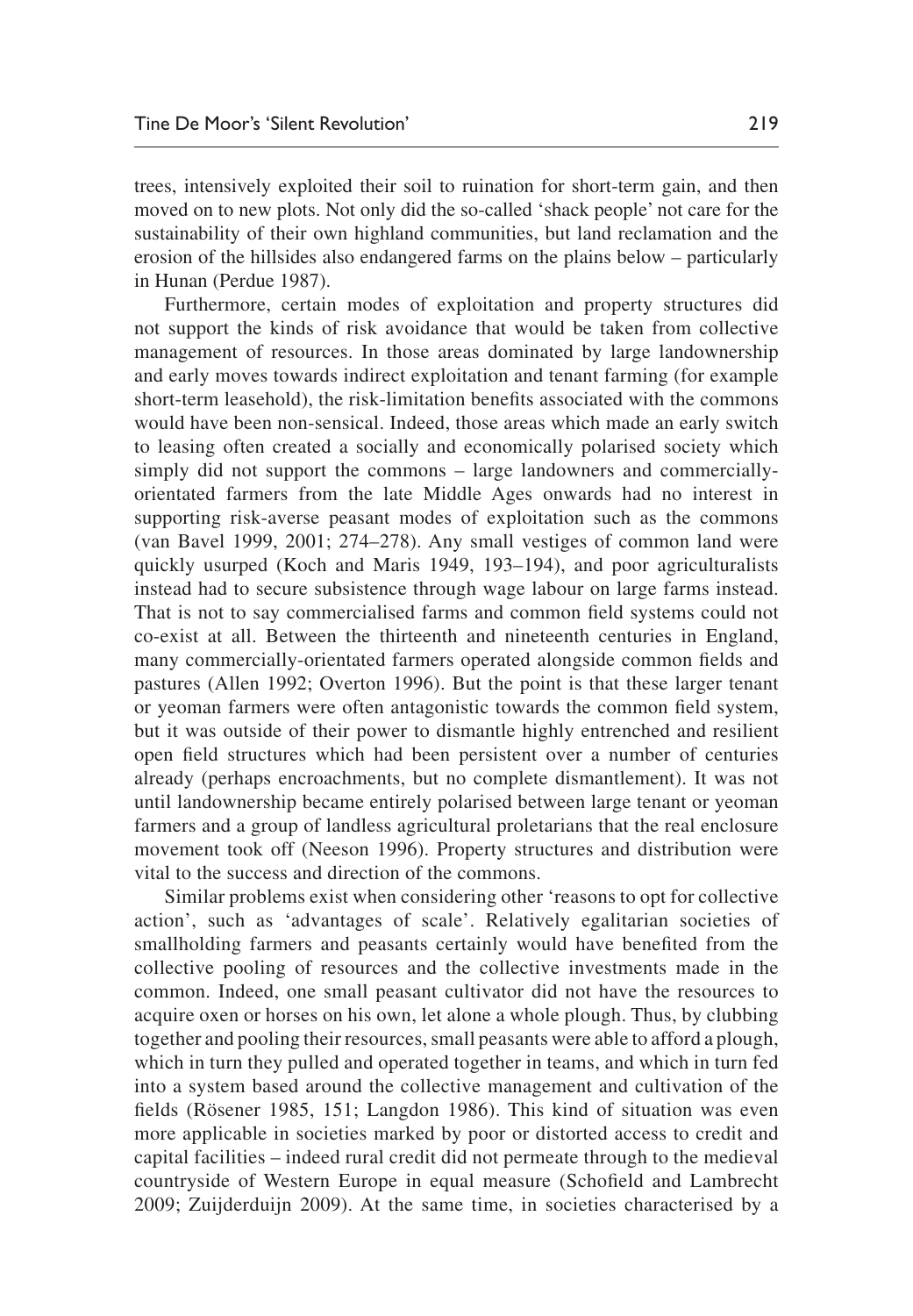trees, intensively exploited their soil to ruination for short-term gain, and then moved on to new plots. Not only did the so-called 'shack people' not care for the sustainability of their own highland communities, but land reclamation and the erosion of the hillsides also endangered farms on the plains below – particularly in Hunan (Perdue 1987).

Furthermore, certain modes of exploitation and property structures did not support the kinds of risk avoidance that would be taken from collective management of resources. In those areas dominated by large landownership and early moves towards indirect exploitation and tenant farming (for example short-term leasehold), the risk-limitation benefits associated with the commons would have been non-sensical. Indeed, those areas which made an early switch to leasing often created a socially and economically polarised society which simply did not support the commons – large landowners and commercially-orientated farmers from the late Middle Ages onwards had no interest in supporting risk-averse peasant modes of exploitation such as the commons (van Bavel 1999, 2001; 274–278). Any small vestiges of common land were quickly usurped (Koch and Maris 1949, 193–194), and poor agriculturalists instead had to secure subsistence through wage labour on large farms instead. That is not to say commercialised farms and common field systems could not co-exist at all. Between the thirteenth and nineteenth centuries in England, many commercially-orientated farmers operated alongside common fields and pastures (Allen 1992; Overton 1996). But the point is that these larger tenant or yeoman farmers were often antagonistic towards the common field system, but it was outside of their power to dismantle highly entrenched and resilient open field structures which had been persistent over a number of centuries already (perhaps encroachments, but no complete dismantlement). It was not until landownership became entirely polarised between large tenant or yeoman farmers and a group of landless agricultural proletarians that the real enclosure movement took off (Neeson 1996). Property structures and distribution were vital to the success and direction of the commons.

Similar problems exist when considering other 'reasons to opt for collective action', such as 'advantages of scale'. Relatively egalitarian societies of smallholding farmers and peasants certainly would have benefited from the collective pooling of resources and the collective investments made in the common. Indeed, one small peasant cultivator did not have the resources to acquire oxen or horses on his own, let alone a whole plough. Thus, by clubbing together and pooling their resources, small peasants were able to afford a plough, which in turn they pulled and operated together in teams, and which in turn fed into a system based around the collective management and cultivation of the fields (Rösener 1985, 151; Langdon 1986). This kind of situation was even more applicable in societies marked by poor or distorted access to credit and capital facilities – indeed rural credit did not permeate through to the medieval countryside of Western Europe in equal measure (Schofield and Lambrecht 2009; Zuijderduijn 2009). At the same time, in societies characterised by a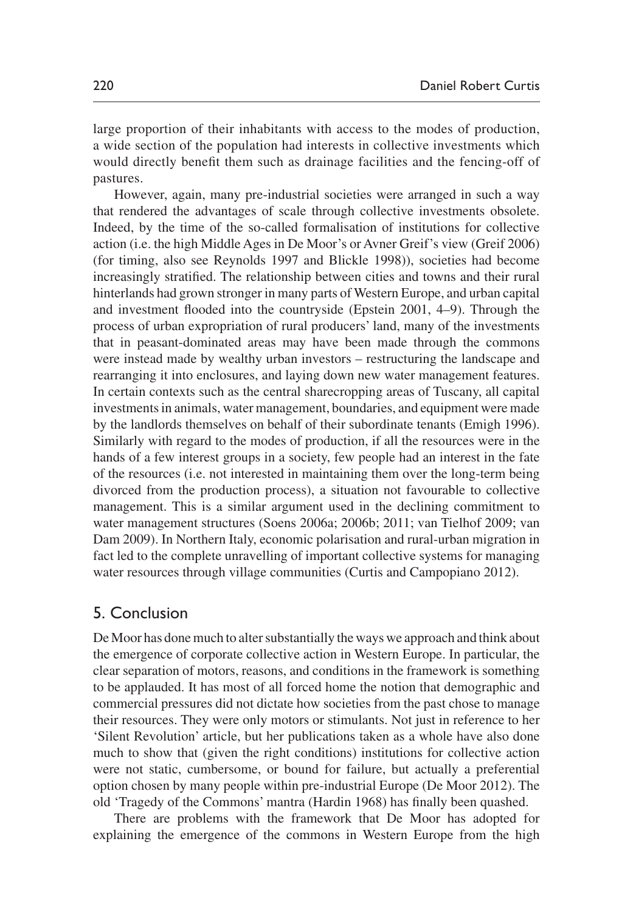large proportion of their inhabitants with access to the modes of production, a wide section of the population had interests in collective investments which would directly benefit them such as drainage facilities and the fencing-off of pastures.

However, again, many pre-industrial societies were arranged in such a way that rendered the advantages of scale through collective investments obsolete. Indeed, by the time of the so-called formalisation of institutions for collective action (i.e. the high Middle Ages in De Moor's or Avner Greif's view (Greif 2006) (for timing, also see Reynolds 1997 and Blickle 1998)), societies had become increasingly stratified. The relationship between cities and towns and their rural hinterlands had grown stronger in many parts of Western Europe, and urban capital and investment flooded into the countryside (Epstein 2001, 4–9). Through the process of urban expropriation of rural producers' land, many of the investments that in peasant-dominated areas may have been made through the commons were instead made by wealthy urban investors – restructuring the landscape and rearranging it into enclosures, and laying down new water management features. In certain contexts such as the central sharecropping areas of Tuscany, all capital investments in animals, water management, boundaries, and equipment were made by the landlords themselves on behalf of their subordinate tenants (Emigh 1996). Similarly with regard to the modes of production, if all the resources were in the hands of a few interest groups in a society, few people had an interest in the fate of the resources (i.e. not interested in maintaining them over the long-term being divorced from the production process), a situation not favourable to collective management. This is a similar argument used in the declining commitment to water management structures (Soens 2006a; 2006b; 2011; van Tielhof 2009; van Dam 2009). In Northern Italy, economic polarisation and rural-urban migration in fact led to the complete unravelling of important collective systems for managing water resources through village communities (Curtis and Campopiano 2012).

## 5. Conclusion

De Moor has done much to alter substantially the ways we approach and think about the emergence of corporate collective action in Western Europe. In particular, the clear separation of motors, reasons, and conditions in the framework is something to be applauded. It has most of all forced home the notion that demographic and commercial pressures did not dictate how societies from the past chose to manage their resources. They were only motors or stimulants. Not just in reference to her 'Silent Revolution' article, but her publications taken as a whole have also done much to show that (given the right conditions) institutions for collective action were not static, cumbersome, or bound for failure, but actually a preferential option chosen by many people within pre-industrial Europe (De Moor 2012). The old 'Tragedy of the Commons' mantra (Hardin 1968) has finally been quashed.

There are problems with the framework that De Moor has adopted for explaining the emergence of the commons in Western Europe from the high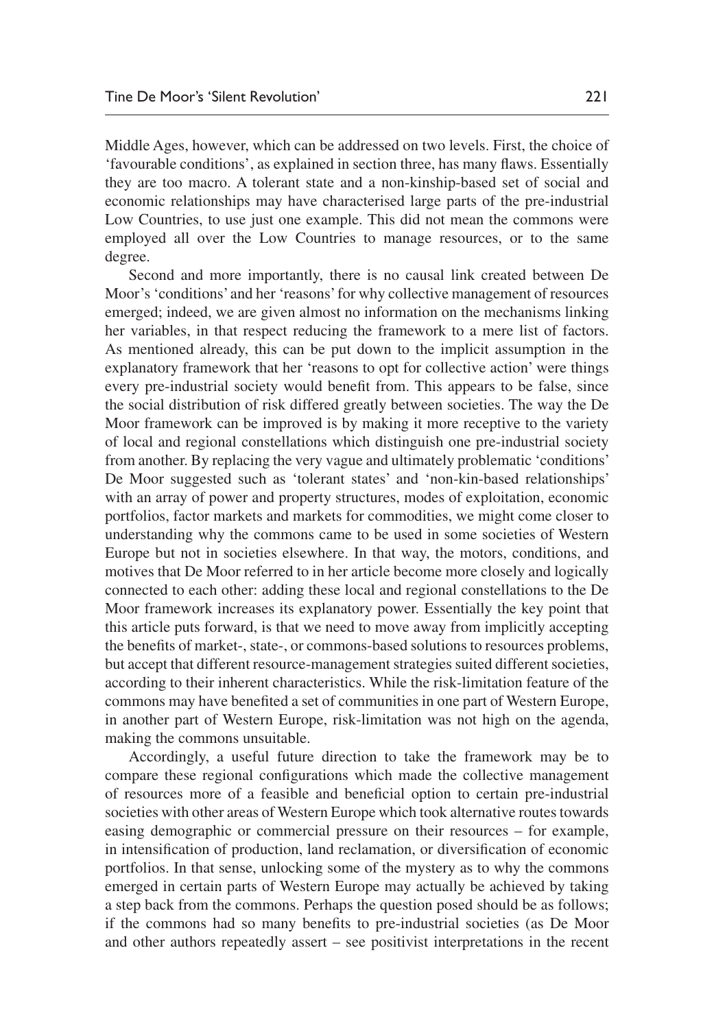Middle Ages, however, which can be addressed on two levels. First, the choice of 'favourable conditions', as explained in section three, has many flaws. Essentially they are too macro. A tolerant state and a non-kinship-based set of social and economic relationships may have characterised large parts of the pre-industrial Low Countries, to use just one example. This did not mean the commons were employed all over the Low Countries to manage resources, or to the same degree.

Second and more importantly, there is no causal link created between De Moor's 'conditions' and her 'reasons' for why collective management of resources emerged; indeed, we are given almost no information on the mechanisms linking her variables, in that respect reducing the framework to a mere list of factors. As mentioned already, this can be put down to the implicit assumption in the explanatory framework that her 'reasons to opt for collective action' were things every pre-industrial society would benefit from. This appears to be false, since the social distribution of risk differed greatly between societies. The way the De Moor framework can be improved is by making it more receptive to the variety of local and regional constellations which distinguish one pre-industrial society from another. By replacing the very vague and ultimately problematic 'conditions' De Moor suggested such as 'tolerant states' and 'non-kin-based relationships' with an array of power and property structures, modes of exploitation, economic portfolios, factor markets and markets for commodities, we might come closer to understanding why the commons came to be used in some societies of Western Europe but not in societies elsewhere. In that way, the motors, conditions, and motives that De Moor referred to in her article become more closely and logically connected to each other: adding these local and regional constellations to the De Moor framework increases its explanatory power. Essentially the key point that this article puts forward, is that we need to move away from implicitly accepting the benefits of market-, state-, or commons-based solutions to resources problems, but accept that different resource-management strategies suited different societies, according to their inherent characteristics. While the risk-limitation feature of the commons may have benefited a set of communities in one part of Western Europe, in another part of Western Europe, risk-limitation was not high on the agenda, making the commons unsuitable.

Accordingly, a useful future direction to take the framework may be to compare these regional configurations which made the collective management of resources more of a feasible and beneficial option to certain pre-industrial societies with other areas of Western Europe which took alternative routes towards easing demographic or commercial pressure on their resources – for example, in intensification of production, land reclamation, or diversification of economic portfolios. In that sense, unlocking some of the mystery as to why the commons emerged in certain parts of Western Europe may actually be achieved by taking a step back from the commons. Perhaps the question posed should be as follows; if the commons had so many benefits to pre-industrial societies (as De Moor and other authors repeatedly assert – see positivist interpretations in the recent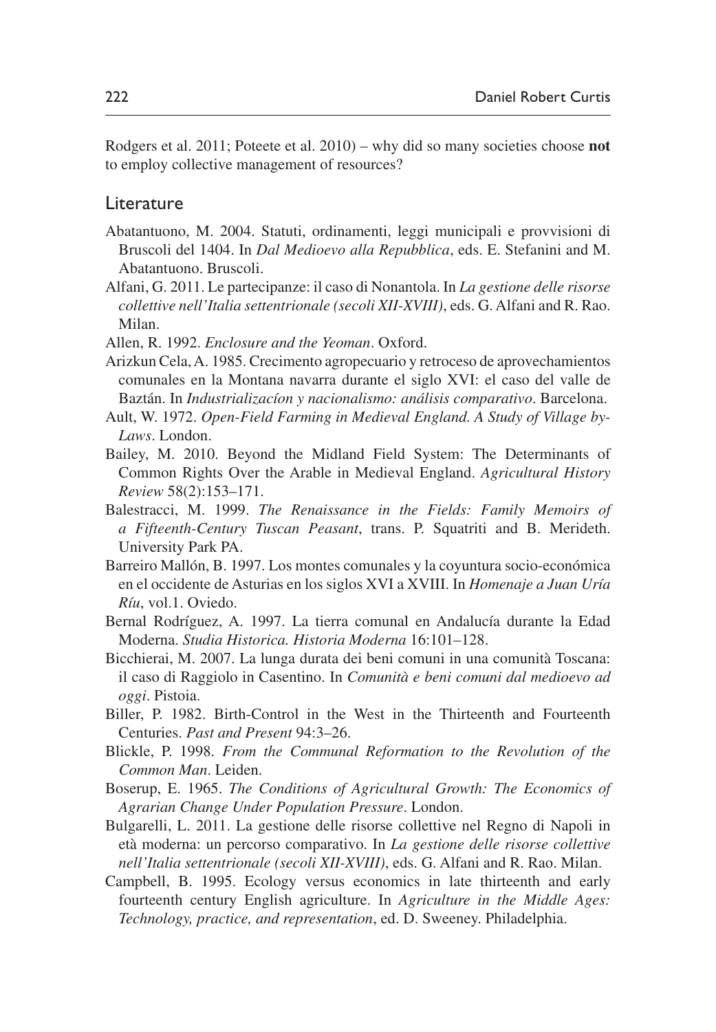Rodgers et al. 2011; Poteete et al. 2010) – why did so many societies choose **not** to employ collective management of resources?

## Literature

Abatantuono, M. 2004. Statuti, ordinamenti, leggi municipali e provvisioni di Bruscoli del 1404. In *Dal Medioevo alla Repubblica*, eds. E. Stefanini and M. Abatantuono. Bruscoli.

Alfani, G. 2011. Le partecipanze: il caso di Nonantola. In *La gestione delle risorse collettive nell'Italia settentrionale (secoli XII-XVIII)*, eds. G. Alfani and R. Rao. Milan.

Allen, R. 1992. *Enclosure and the Yeoman*. Oxford.

Arizkun Cela, A. 1985. Crecimento agropecuario y retroceso de aprovechamientos comunales en la Montana navarra durante el siglo XVI: el caso del valle de Baztán. In *Industrializacíon y nacionalismo: análisis comparativo*. Barcelona.

Ault, W. 1972. *Open-Field Farming in Medieval England. A Study of Village by-Laws*. London.

Bailey, M. 2010. Beyond the Midland Field System: The Determinants of Common Rights Over the Arable in Medieval England. *Agricultural History Review* 58(2):153–171.

Balestracci, M. 1999. *The Renaissance in the Fields: Family Memoirs of a Fifteenth-Century Tuscan Peasant*, trans. P. Squatriti and B. Merideth. University Park PA.

Barreiro Mallón, B. 1997. Los montes comunales y la coyuntura socio-económica en el occidente de Asturias en los siglos XVI a XVIII. In *Homenaje a Juan Uría Ríu*, vol.1. Oviedo.

Bernal Rodríguez, A. 1997. La tierra comunal en Andalucía durante la Edad Moderna. *Studia Historica. Historia Moderna* 16:101–128.

Bicchierai, M. 2007. La lunga durata dei beni comuni in una comunità Toscana: il caso di Raggiolo in Casentino. In *Comunità e beni comuni dal medioevo ad oggi*. Pistoia.

Biller, P. 1982. Birth-Control in the West in the Thirteenth and Fourteenth Centuries. *Past and Present* 94:3–26.

Blickle, P. 1998. *From the Communal Reformation to the Revolution of the Common Man*. Leiden.

Boserup, E. 1965. *The Conditions of Agricultural Growth: The Economics of Agrarian Change Under Population Pressure*. London.

Bulgarelli, L. 2011. La gestione delle risorse collettive nel Regno di Napoli in età moderna: un percorso comparativo. In *La gestione delle risorse collettive nell'Italia settentrionale (secoli XII-XVIII)*, eds. G. Alfani and R. Rao. Milan.

Campbell, B. 1995. Ecology versus economics in late thirteenth and early fourteenth century English agriculture. In *Agriculture in the Middle Ages: Technology, practice, and representation*, ed. D. Sweeney. Philadelphia.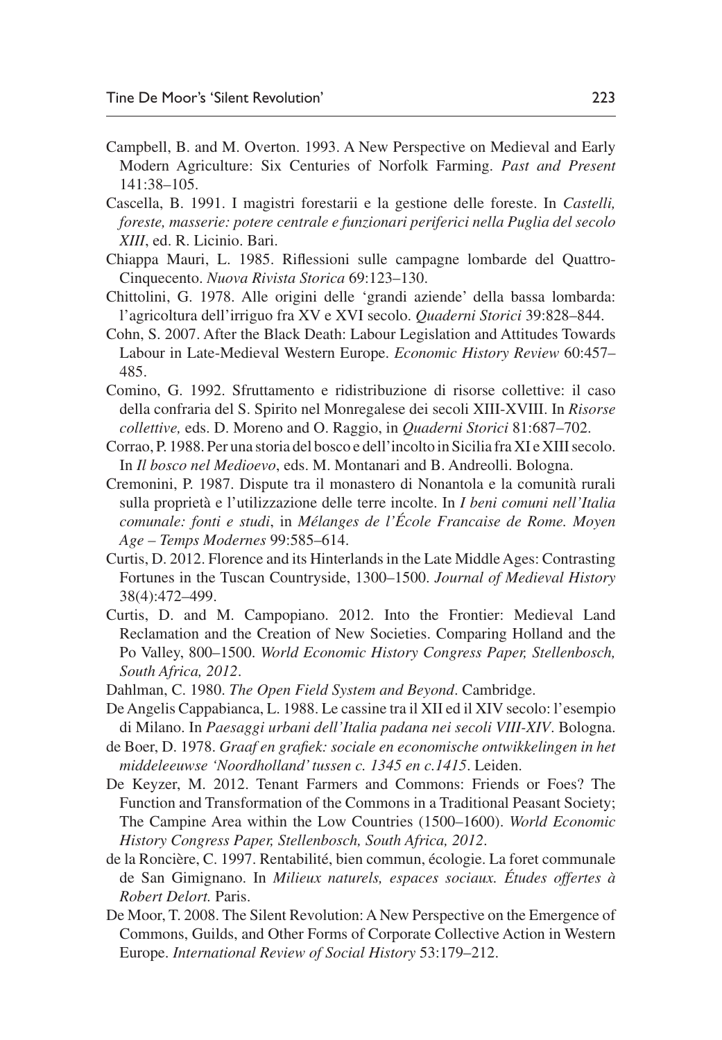Campbell, B. and M. Overton. 1993. A New Perspective on Medieval and Early Modern Agriculture: Six Centuries of Norfolk Farming. *Past and Present* 141:38–105.

Cascella, B. 1991. I magistri forestarii e la gestione delle foreste. In *Castelli, foreste, masserie: potere centrale e funzionari periferici nella Puglia del secolo XIII*, ed. R. Licinio. Bari.

Chiappa Mauri, L. 1985. Riflessioni sulle campagne lombarde del Quattro-Cinquecento. *Nuova Rivista Storica* 69:123–130.

Chittolini, G. 1978. Alle origini delle 'grandi aziende' della bassa lombarda: l'agricoltura dell'irriguo fra XV e XVI secolo. *Quaderni Storici* 39:828–844.

Cohn, S. 2007. After the Black Death: Labour Legislation and Attitudes Towards Labour in Late-Medieval Western Europe. *Economic History Review* 60:457–485.

Comino, G. 1992. Sfruttamento e ridistribuzione di risorse collettive: il caso della confraria del S. Spirito nel Monregalese dei secoli XIII-XVIII. In *Risorse collettive,* eds. D. Moreno and O. Raggio, in *Quaderni Storici* 81:687–702.

Corrao, P. 1988. Per una storia del bosco e dell'incolto in Sicilia fra XI e XIII secolo. In *Il bosco nel Medioevo*, eds. M. Montanari and B. Andreolli. Bologna.

Cremonini, P. 1987. Dispute tra il monastero di Nonantola e la comunità rurali sulla proprietà e l'utilizzazione delle terre incolte. In *I beni comuni nell'Italia comunale: fonti e studi*, in *Mélanges de l'École Francaise de Rome. Moyen Age – Temps Modernes* 99:585–614.

Curtis, D. 2012. Florence and its Hinterlands in the Late Middle Ages: Contrasting Fortunes in the Tuscan Countryside, 1300–1500. *Journal of Medieval History* 38(4):472–499.

Curtis, D. and M. Campopiano. 2012. Into the Frontier: Medieval Land Reclamation and the Creation of New Societies. Comparing Holland and the Po Valley, 800–1500. *World Economic History Congress Paper, Stellenbosch, South Africa, 2012*.

Dahlman, C. 1980. *The Open Field System and Beyond*. Cambridge.

De Angelis Cappabianca, L. 1988. Le cassine tra il XII ed il XIV secolo: l'esempio di Milano. In *Paesaggi urbani dell'Italia padana nei secoli VIII-XIV*. Bologna.

de Boer, D. 1978. *Graaf en grafiek: sociale en economische ontwikkelingen in het middeleeuwse 'Noordholland' tussen c. 1345 en c.1415*. Leiden.

De Keyzer, M. 2012. Tenant Farmers and Commons: Friends or Foes? The Function and Transformation of the Commons in a Traditional Peasant Society; The Campine Area within the Low Countries (1500–1600). *World Economic History Congress Paper, Stellenbosch, South Africa, 2012*.

de la Roncière, C. 1997. Rentabilité, bien commun, écologie. La foret communale de San Gimignano. In *Milieux naturels, espaces sociaux. Études offertes à Robert Delort.* Paris.

De Moor, T. 2008. The Silent Revolution: A New Perspective on the Emergence of Commons, Guilds, and Other Forms of Corporate Collective Action in Western Europe. *International Review of Social History* 53:179–212.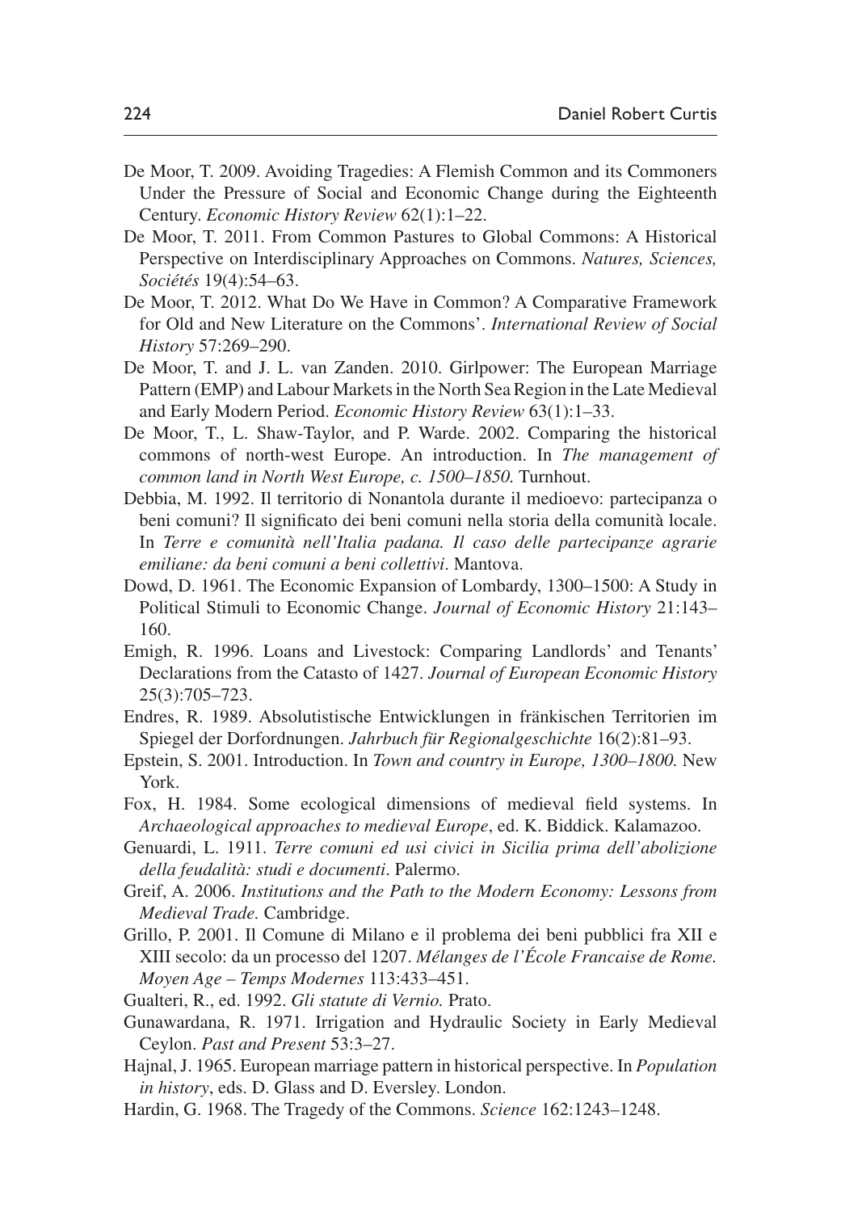De Moor, T. 2009. Avoiding Tragedies: A Flemish Common and its Commoners Under the Pressure of Social and Economic Change during the Eighteenth Century. *Economic History Review* 62(1):1–22.

De Moor, T. 2011. From Common Pastures to Global Commons: A Historical Perspective on Interdisciplinary Approaches on Commons. *Natures, Sciences, Sociétés* 19(4):54–63.

De Moor, T. 2012. What Do We Have in Common? A Comparative Framework for Old and New Literature on the Commons'. *International Review of Social History* 57:269–290.

De Moor, T. and J. L. van Zanden. 2010. Girlpower: The European Marriage Pattern (EMP) and Labour Markets in the North Sea Region in the Late Medieval and Early Modern Period. *Economic History Review* 63(1):1–33.

De Moor, T., L. Shaw-Taylor, and P. Warde. 2002. Comparing the historical commons of north-west Europe. An introduction. In *The management of common land in North West Europe, c. 1500–1850.* Turnhout.

Debbia, M. 1992. Il territorio di Nonantola durante il medioevo: partecipanza o beni comuni? Il significato dei beni comuni nella storia della comunità locale. In *Terre e comunità nell'Italia padana. Il caso delle partecipanze agrarie emiliane: da beni comuni a beni collettivi*. Mantova.

Dowd, D. 1961. The Economic Expansion of Lombardy, 1300–1500: A Study in Political Stimuli to Economic Change. *Journal of Economic History* 21:143–160.

Emigh, R. 1996. Loans and Livestock: Comparing Landlords' and Tenants' Declarations from the Catasto of 1427. *Journal of European Economic History* 25(3):705–723.

Endres, R. 1989. Absolutistische Entwicklungen in fränkischen Territorien im Spiegel der Dorfordnungen. *Jahrbuch für Regionalgeschichte* 16(2):81–93.

Epstein, S. 2001. Introduction. In *Town and country in Europe, 1300–1800.* New York.

Fox, H. 1984. Some ecological dimensions of medieval field systems. In *Archaeological approaches to medieval Europe*, ed. K. Biddick. Kalamazoo.

Genuardi, L. 1911. *Terre comuni ed usi civici in Sicilia prima dell'abolizione della feudalità: studi e documenti*. Palermo.

Greif, A. 2006. *Institutions and the Path to the Modern Economy: Lessons from Medieval Trade.* Cambridge.

Grillo, P. 2001. Il Comune di Milano e il problema dei beni pubblici fra XII e XIII secolo: da un processo del 1207. *Mélanges de l'École Francaise de Rome. Moyen Age – Temps Modernes* 113:433–451.

Gualteri, R., ed. 1992. *Gli statute di Vernio.* Prato.

Gunawardana, R. 1971. Irrigation and Hydraulic Society in Early Medieval Ceylon. *Past and Present* 53:3–27.

Hajnal, J. 1965. European marriage pattern in historical perspective. In *Population in history*, eds. D. Glass and D. Eversley. London.

Hardin, G. 1968. The Tragedy of the Commons. *Science* 162:1243–1248.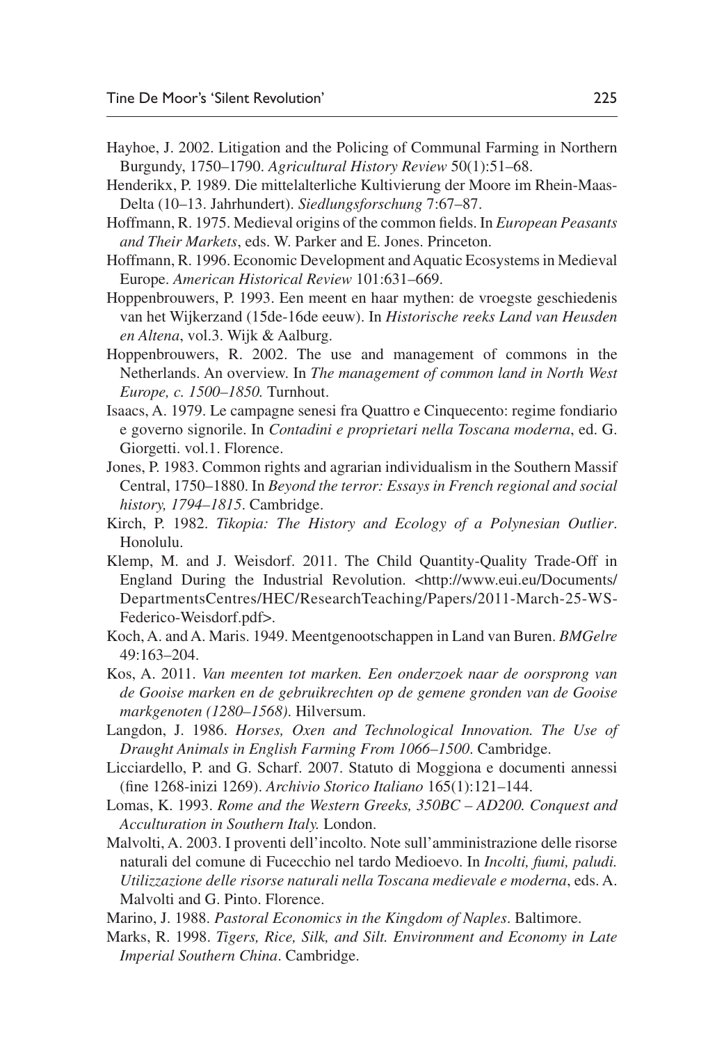Hayhoe, J. 2002. Litigation and the Policing of Communal Farming in Northern Burgundy, 1750–1790. *Agricultural History Review* 50(1):51–68.

Henderikx, P. 1989. Die mittelalterliche Kultivierung der Moore im Rhein-Maas-Delta (10–13. Jahrhundert). *Siedlungsforschung* 7:67–87.

Hoffmann, R. 1975. Medieval origins of the common fields. In *European Peasants and Their Markets*, eds. W. Parker and E. Jones. Princeton.

Hoffmann, R. 1996. Economic Development and Aquatic Ecosystems in Medieval Europe. *American Historical Review* 101:631–669.

Hoppenbrouwers, P. 1993. Een meent en haar mythen: de vroegste geschiedenis van het Wijkerzand (15de-16de eeuw). In *Historische reeks Land van Heusden en Altena*, vol.3. Wijk & Aalburg.

Hoppenbrouwers, R. 2002. The use and management of commons in the Netherlands. An overview. In *The management of common land in North West Europe, c. 1500–1850.* Turnhout.

Isaacs, A. 1979. Le campagne senesi fra Quattro e Cinquecento: regime fondiario e governo signorile. In *Contadini e proprietari nella Toscana moderna*, ed. G. Giorgetti. vol.1. Florence.

Jones, P. 1983. Common rights and agrarian individualism in the Southern Massif Central, 1750–1880. In *Beyond the terror: Essays in French regional and social history, 1794–1815*. Cambridge.

Kirch, P. 1982. *Tikopia: The History and Ecology of a Polynesian Outlier*. Honolulu.

Klemp, M. and J. Weisdorf. 2011. The Child Quantity-Quality Trade-Off in England During the Industrial Revolution. <http://www.eui.eu/Documents/DepartmentsCentres/HEC/ResearchTeaching/Papers/2011-March-25-WS-Federico-Weisdorf.pdf>.

Koch, A. and A. Maris. 1949. Meentgenootschappen in Land van Buren. *BMGelre* 49:163–204.

Kos, A. 2011. *Van meenten tot marken. Een onderzoek naar de oorsprong van de Gooise marken en de gebruikrechten op de gemene gronden van de Gooise markgenoten (1280–1568)*. Hilversum.

Langdon, J. 1986. *Horses, Oxen and Technological Innovation. The Use of Draught Animals in English Farming From 1066–1500*. Cambridge.

Licciardello, P. and G. Scharf. 2007. Statuto di Moggiona e documenti annessi (fine 1268-inizi 1269). *Archivio Storico Italiano* 165(1):121–144.

Lomas, K. 1993. *Rome and the Western Greeks, 350BC – AD200. Conquest and Acculturation in Southern Italy.* London.

Malvolti, A. 2003. I proventi dell'incolto. Note sull'amministrazione delle risorse naturali del comune di Fucecchio nel tardo Medioevo. In *Incolti, fiumi, paludi. Utilizzazione delle risorse naturali nella Toscana medievale e moderna*, eds. A. Malvolti and G. Pinto. Florence.

Marino, J. 1988. *Pastoral Economics in the Kingdom of Naples*. Baltimore.

Marks, R. 1998. *Tigers, Rice, Silk, and Silt. Environment and Economy in Late Imperial Southern China*. Cambridge.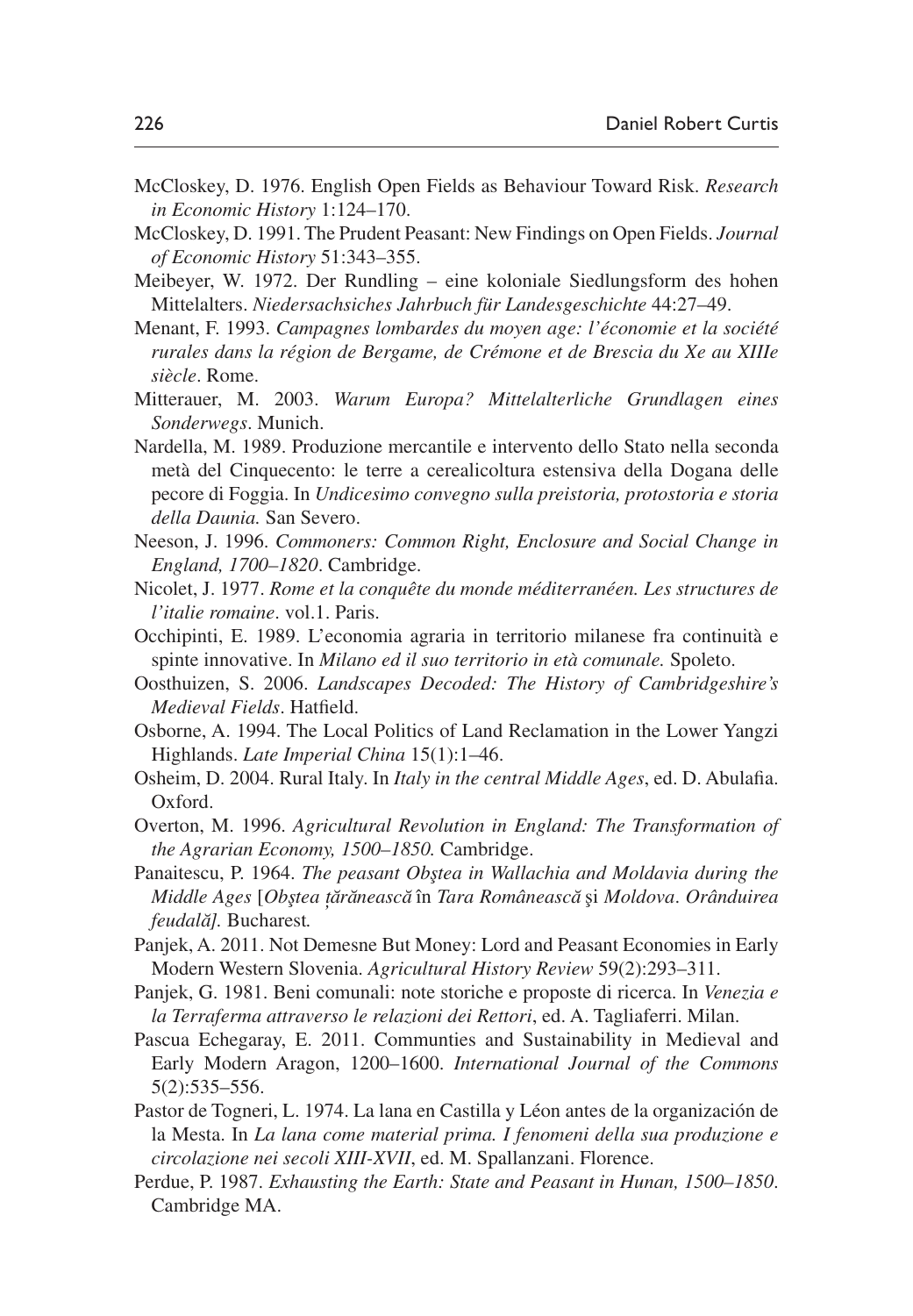McCloskey, D. 1976. English Open Fields as Behaviour Toward Risk. *Research in Economic History* 1:124–170.

McCloskey, D. 1991. The Prudent Peasant: New Findings on Open Fields. *Journal of Economic History* 51:343–355.

Meibeyer, W. 1972. Der Rundling – eine koloniale Siedlungsform des hohen Mittelalters. *Niedersachsiches Jahrbuch für Landesgeschichte* 44:27–49.

Menant, F. 1993. *Campagnes lombardes du moyen age: l'économie et la société rurales dans la région de Bergame, de Crémone et de Brescia du Xe au XIIIe siècle*. Rome.

Mitterauer, M. 2003. *Warum Europa? Mittelalterliche Grundlagen eines Sonderwegs*. Munich.

Nardella, M. 1989. Produzione mercantile e intervento dello Stato nella seconda metà del Cinquecento: le terre a cerealicoltura estensiva della Dogana delle pecore di Foggia. In *Undicesimo convegno sulla preistoria, protostoria e storia della Daunia.* San Severo.

Neeson, J. 1996. *Commoners: Common Right, Enclosure and Social Change in England, 1700–1820*. Cambridge.

Nicolet, J. 1977. *Rome et la conquête du monde méditerranéen. Les structures de l'italie romaine*. vol.1. Paris.

Occhipinti, E. 1989. L'economia agraria in territorio milanese fra continuità e spinte innovative. In *Milano ed il suo territorio in età comunale.* Spoleto.

Oosthuizen, S. 2006. *Landscapes Decoded: The History of Cambridgeshire's Medieval Fields*. Hatfield.

Osborne, A. 1994. The Local Politics of Land Reclamation in the Lower Yangzi Highlands. *Late Imperial China* 15(1):1–46.

Osheim, D. 2004. Rural Italy. In *Italy in the central Middle Ages*, ed. D. Abulafia. Oxford.

Overton, M. 1996. *Agricultural Revolution in England: The Transformation of the Agrarian Economy, 1500–1850.* Cambridge.

Panaitescu, P. 1964. *The peasant Obştea in Wallachia and Moldavia during the Middle Ages* [*Obştea ţărănească* în *Tara Românească* şi *Moldova*. *Orânduirea feudală].* Bucharest.

Panjek, A. 2011. Not Demesne But Money: Lord and Peasant Economies in Early Modern Western Slovenia. *Agricultural History Review* 59(2):293–311.

Panjek, G. 1981. Beni comunali: note storiche e proposte di ricerca. In *Venezia e la Terraferma attraverso le relazioni dei Rettori*, ed. A. Tagliaferri. Milan.

Pascua Echegaray, E. 2011. Communties and Sustainability in Medieval and Early Modern Aragon, 1200–1600. *International Journal of the Commons* 5(2):535–556.

Pastor de Togneri, L. 1974. La lana en Castilla y Léon antes de la organización de la Mesta. In *La lana come material prima. I fenomeni della sua produzione e circolazione nei secoli XIII-XVII*, ed. M. Spallanzani. Florence.

Perdue, P. 1987. *Exhausting the Earth: State and Peasant in Hunan, 1500–1850*. Cambridge MA.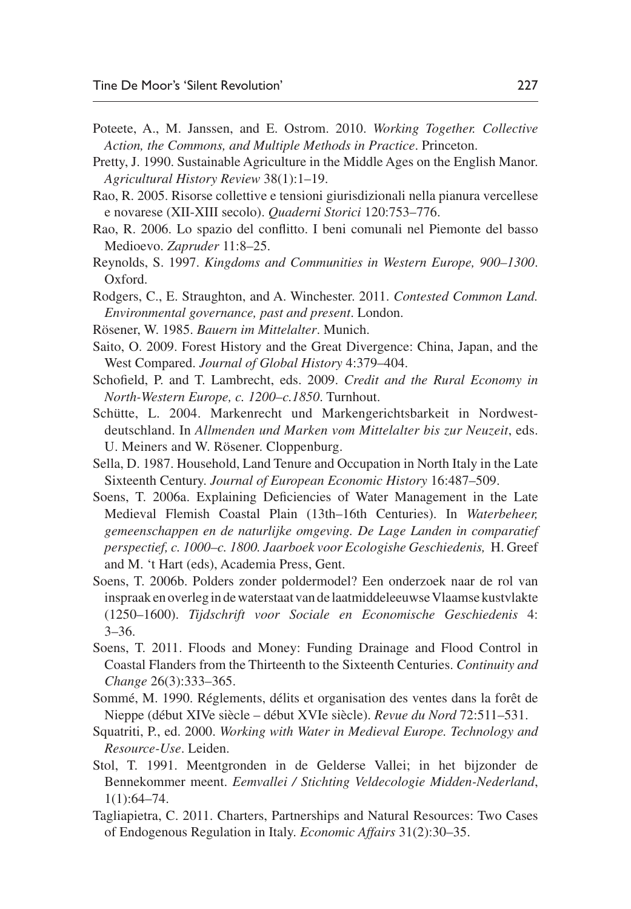Poteete, A., M. Janssen, and E. Ostrom. 2010. *Working Together. Collective Action, the Commons, and Multiple Methods in Practice*. Princeton.

Pretty, J. 1990. Sustainable Agriculture in the Middle Ages on the English Manor. *Agricultural History Review* 38(1):1–19.

Rao, R. 2005. Risorse collettive e tensioni giurisdizionali nella pianura vercellese e novarese (XII-XIII secolo). *Quaderni Storici* 120:753–776.

Rao, R. 2006. Lo spazio del conflitto. I beni comunali nel Piemonte del basso Medioevo. *Zapruder* 11:8–25.

Reynolds, S. 1997. *Kingdoms and Communities in Western Europe, 900–1300*. Oxford.

Rodgers, C., E. Straughton, and A. Winchester. 2011. *Contested Common Land. Environmental governance, past and present*. London.

Rösener, W. 1985. *Bauern im Mittelalter*. Munich.

Saito, O. 2009. Forest History and the Great Divergence: China, Japan, and the West Compared. *Journal of Global History* 4:379–404.

Schofield, P. and T. Lambrecht, eds. 2009. *Credit and the Rural Economy in North-Western Europe, c. 1200–c.1850*. Turnhout.

Schütte, L. 2004. Markenrecht und Markengerichtsbarkeit in Nordwestdeutschland. In *Allmenden und Marken vom Mittelalter bis zur Neuzeit*, eds. U. Meiners and W. Rösener. Cloppenburg.

Sella, D. 1987. Household, Land Tenure and Occupation in North Italy in the Late Sixteenth Century. *Journal of European Economic History* 16:487–509.

Soens, T. 2006a. Explaining Deficiencies of Water Management in the Late Medieval Flemish Coastal Plain (13th–16th Centuries). In *Waterbeheer, gemeenschappen en de naturlijke omgeving. De Lage Landen in comparatief perspectief, c. 1000–c. 1800. Jaarboek voor Ecologishe Geschiedenis,* H. Greef and M. 't Hart (eds), Academia Press, Gent.

Soens, T. 2006b. Polders zonder poldermodel? Een onderzoek naar de rol van inspraak en overleg in de waterstaat van de laatmiddeleeuwse Vlaamse kustvlakte (1250–1600). *Tijdschrift voor Sociale en Economische Geschiedenis* 4: 3–36.

Soens, T. 2011. Floods and Money: Funding Drainage and Flood Control in Coastal Flanders from the Thirteenth to the Sixteenth Centuries. *Continuity and Change* 26(3):333–365.

Sommé, M. 1990. Réglements, délits et organisation des ventes dans la forêt de Nieppe (début XIVe siècle – début XVIe siècle). *Revue du Nord* 72:511–531.

Squatriti, P., ed. 2000. *Working with Water in Medieval Europe. Technology and Resource-Use*. Leiden.

Stol, T. 1991. Meentgronden in de Gelderse Vallei; in het bijzonder de Bennekommer meent. *Eemvallei / Stichting Veldecologie Midden-Nederland*, 1(1):64–74.

Tagliapietra, C. 2011. Charters, Partnerships and Natural Resources: Two Cases of Endogenous Regulation in Italy. *Economic Affairs* 31(2):30–35.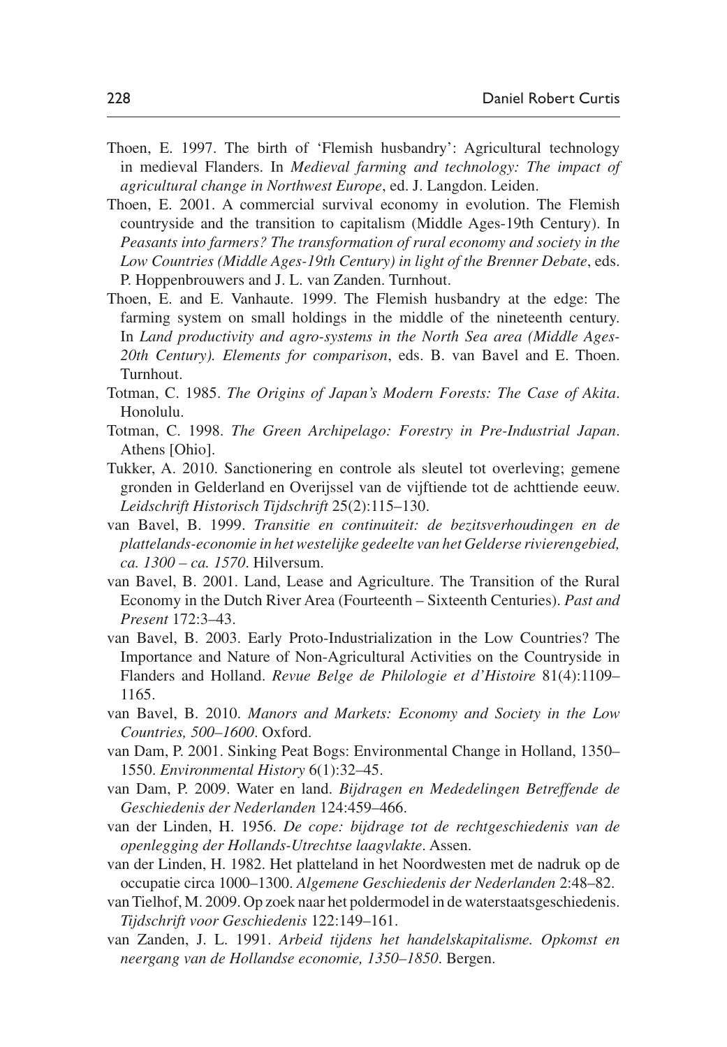Thoen, E. 1997. The birth of 'Flemish husbandry': Agricultural technology in medieval Flanders. In *Medieval farming and technology: The impact of agricultural change in Northwest Europe*, ed. J. Langdon. Leiden.

Thoen, E. 2001. A commercial survival economy in evolution. The Flemish countryside and the transition to capitalism (Middle Ages-19th Century). In *Peasants into farmers? The transformation of rural economy and society in the Low Countries (Middle Ages-19th Century) in light of the Brenner Debate*, eds. P. Hoppenbrouwers and J. L. van Zanden. Turnhout.

Thoen, E. and E. Vanhaute. 1999. The Flemish husbandry at the edge: The farming system on small holdings in the middle of the nineteenth century. In *Land productivity and agro-systems in the North Sea area (Middle Ages-20th Century). Elements for comparison*, eds. B. van Bavel and E. Thoen. Turnhout.

Totman, C. 1985. *The Origins of Japan's Modern Forests: The Case of Akita*. Honolulu.

Totman, C. 1998. *The Green Archipelago: Forestry in Pre-Industrial Japan*. Athens [Ohio].

Tukker, A. 2010. Sanctionering en controle als sleutel tot overleving; gemene gronden in Gelderland en Overijssel van de vijftiende tot de achttiende eeuw. *Leidschrift Historisch Tijdschrift* 25(2):115–130.

van Bavel, B. 1999. *Transitie en continuiteit: de bezitsverhoudingen en de plattelands-economie in het westelijke gedeelte van het Gelderse rivierengebied, ca. 1300 – ca. 1570*. Hilversum.

van Bavel, B. 2001. Land, Lease and Agriculture. The Transition of the Rural Economy in the Dutch River Area (Fourteenth – Sixteenth Centuries). *Past and Present* 172:3–43.

van Bavel, B. 2003. Early Proto-Industrialization in the Low Countries? The Importance and Nature of Non-Agricultural Activities on the Countryside in Flanders and Holland. *Revue Belge de Philologie et d'Histoire* 81(4):1109–1165.

van Bavel, B. 2010. *Manors and Markets: Economy and Society in the Low Countries, 500–1600*. Oxford.

van Dam, P. 2001. Sinking Peat Bogs: Environmental Change in Holland, 1350–1550. *Environmental History* 6(1):32–45.

van Dam, P. 2009. Water en land. *Bijdragen en Mededelingen Betreffende de Geschiedenis der Nederlanden* 124:459–466.

van der Linden, H. 1956. *De cope: bijdrage tot de rechtgeschiedenis van de openlegging der Hollands-Utrechtse laagvlakte*. Assen.

van der Linden, H. 1982. Het platteland in het Noordwesten met de nadruk op de occupatie circa 1000–1300. *Algemene Geschiedenis der Nederlanden* 2:48–82.

van Tielhof, M. 2009. Op zoek naar het poldermodel in de waterstaatsgeschiedenis. *Tijdschrift voor Geschiedenis* 122:149–161.

van Zanden, J. L. 1991. *Arbeid tijdens het handelskapitalisme. Opkomst en neergang van de Hollandse economie, 1350–1850*. Bergen.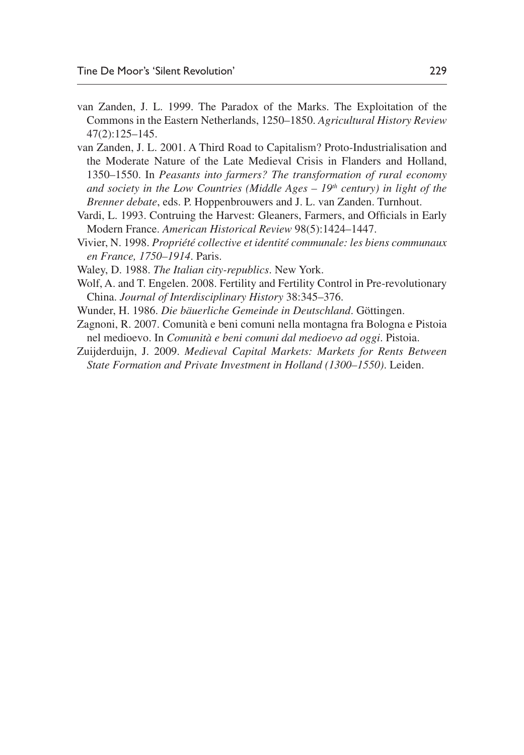van Zanden, J. L. 1999. The Paradox of the Marks. The Exploitation of the Commons in the Eastern Netherlands, 1250–1850. *Agricultural History Review* 47(2):125–145.

van Zanden, J. L. 2001. A Third Road to Capitalism? Proto-Industrialisation and the Moderate Nature of the Late Medieval Crisis in Flanders and Holland, 1350–1550. In *Peasants into farmers? The transformation of rural economy and society in the Low Countries (Middle Ages – 19th century) in light of the Brenner debate*, eds. P. Hoppenbrouwers and J. L. van Zanden. Turnhout.

Vardi, L. 1993. Contruing the Harvest: Gleaners, Farmers, and Officials in Early Modern France. *American Historical Review* 98(5):1424–1447.

Vivier, N. 1998. *Propriété collective et identité communale: les biens communaux en France, 1750–1914*. Paris.

Waley, D. 1988. *The Italian city-republics*. New York.

Wolf, A. and T. Engelen. 2008. Fertility and Fertility Control in Pre-revolutionary China. *Journal of Interdisciplinary History* 38:345–376.

Wunder, H. 1986. *Die bäuerliche Gemeinde in Deutschland*. Göttingen.

Zagnoni, R. 2007. Comunità e beni comuni nella montagna fra Bologna e Pistoia nel medioevo. In *Comunità e beni comuni dal medioevo ad oggi*. Pistoia.

Zuijderduijn, J. 2009. *Medieval Capital Markets: Markets for Rents Between State Formation and Private Investment in Holland (1300–1550)*. Leiden.